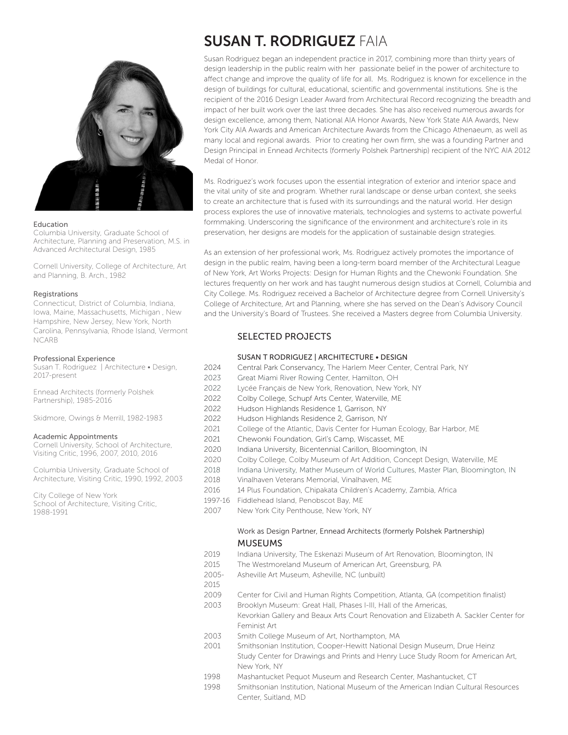# SUSAN T. RODRIGUEZ FAIA

Susan Rodriguez began an independent practice in 2017, combining more than thirty years of design leadership in the public realm with her passionate belief in the power of architecture to affect change and improve the quality of life for all. Ms. Rodriguez is known for excellence in the design of buildings for cultural, educational, scientific and governmental institutions. She is the recipient of the 2016 Design Leader Award from Architectural Record recognizing the breadth and impact of her built work over the last three decades. She has also received numerous awards for design excellence, among them, National AIA Honor Awards, New York State AIA Awards, New York City AIA Awards and American Architecture Awards from the Chicago Athenaeum, as well as many local and regional awards. Prior to creating her own firm, she was a founding Partner and Design Principal in Ennead Architects (formerly Polshek Partnership) recipient of the NYC AIA 2012 Medal of Honor.

Ms. Rodriguez's work focuses upon the essential integration of exterior and interior space and the vital unity of site and program. Whether rural landscape or dense urban context, she seeks to create an architecture that is fused with its surroundings and the natural world. Her design process explores the use of innovative materials, technologies and systems to activate powerful formmaking. Underscoring the significance of the environment and architecture's role in its preservation, her designs are models for the application of sustainable design strategies.

As an extension of her professional work, Ms. Rodriguez actively promotes the importance of design in the public realm, having been a long-term board member of the Architectural League of New York, Art Works Projects: Design for Human Rights and the Chewonki Foundation. She lectures frequently on her work and has taught numerous design studios at Cornell, Columbia and City College. Ms. Rodriguez received a Bachelor of Architecture degree from Cornell University's College of Architecture, Art and Planning, where she has served on the Dean's Advisory Council and the University's Board of Trustees. She received a Masters degree from Columbia University.

### Education

Columbia University, Graduate School of Architecture, Planning and Preservation, M.S. in Advanced Architectural Design, 1985

Cornell University, College of Architecture, Art and Planning, B. Arch., 1982

### Registrations

Connecticut, District of Columbia, Indiana, Iowa, Maine, Massachusetts, Michigan , New Hampshire, New Jersey, New York, North Carolina, Pennsylvania, Rhode Island, Vermont NCARB

### Professional Experience

Susan T. Rodriguez | Architecture • Design, 2017-present

Ennead Architects (formerly Polshek Partnership), 1985-2016

Skidmore, Owings & Merrill, 1982-1983

### Academic Appointments

Cornell University, School of Architecture, Visiting Critic, 1996, 2007, 2010, 2016

Columbia University, Graduate School of Architecture, Visiting Critic, 1990, 1992, 2003

City College of New York School of Architecture, Visiting Critic, 1988-1991

## SELECTED PROJECTS

### SUSAN T RODRIGUEZ | ARCHITECTURE • DESIGN

- 2024 Central Park Conservancy, The Harlem Meer Center, Central Park, NY
- 2023 Great Miami River Rowing Center, Hamilton, OH
- 2022 Lycée Français de New York, Renovation, New York, NY
- 2022 Colby College, Schupf Arts Center, Waterville, ME
- 2022 Hudson Highlands Residence 1, Garrison, NY
- 2022 Hudson Highlands Residence 2, Garrison, NY
- 2021 College of the Atlantic, Davis Center for Human Ecology, Bar Harbor, ME
- 2021 Chewonki Foundation, Girl's Camp, Wiscasset, ME
- 2020 Indiana University, Bicentennial Carillon, Bloomington, IN
- 2020 Colby College, Colby Museum of Art Addition, Concept Design, Waterville, ME
- 2018 Indiana University, Mather Museum of World Cultures, Master Plan, Bloomington, IN
- 2018 Vinalhaven Veterans Memorial, Vinalhaven, ME
- 2016 14 Plus Foundation, Chipakata Children's Academy, Zambia, Africa
- 1997-16 Fiddlehead Island, Penobscot Bay, ME
- 2007 New York City Penthouse, New York, NY

Work as Design Partner, Ennead Architects (formerly Polshek Partnership)

### MUSEUMS

- 2019 Indiana University, The Eskenazi Museum of Art Renovation, Bloomington, IN
- 2015 The Westmoreland Museum of American Art, Greensburg, PA
- 2005-2015 Asheville Art Museum, Asheville, NC (unbuilt)
- 2009 Center for Civil and Human Rights Competition, Atlanta, GA (competition finalist)
- 2003 Brooklyn Museum: Great Hall, Phases I-III, Hall of the Americas, Kevorkian Gallery and Beaux Arts Court Renovation and Elizabeth A. Sackler Center for Feminist Art
- 2003 Smith College Museum of Art, Northampton, MA
- 2001 Smithsonian Institution, Cooper-Hewitt National Design Museum, Drue Heinz Study Center for Drawings and Prints and Henry Luce Study Room for American Art, New York, NY
- 1998 Mashantucket Pequot Museum and Research Center, Mashantucket, CT
- 1998 Smithsonian Institution, National Museum of the American Indian Cultural Resources Center, Suitland, MD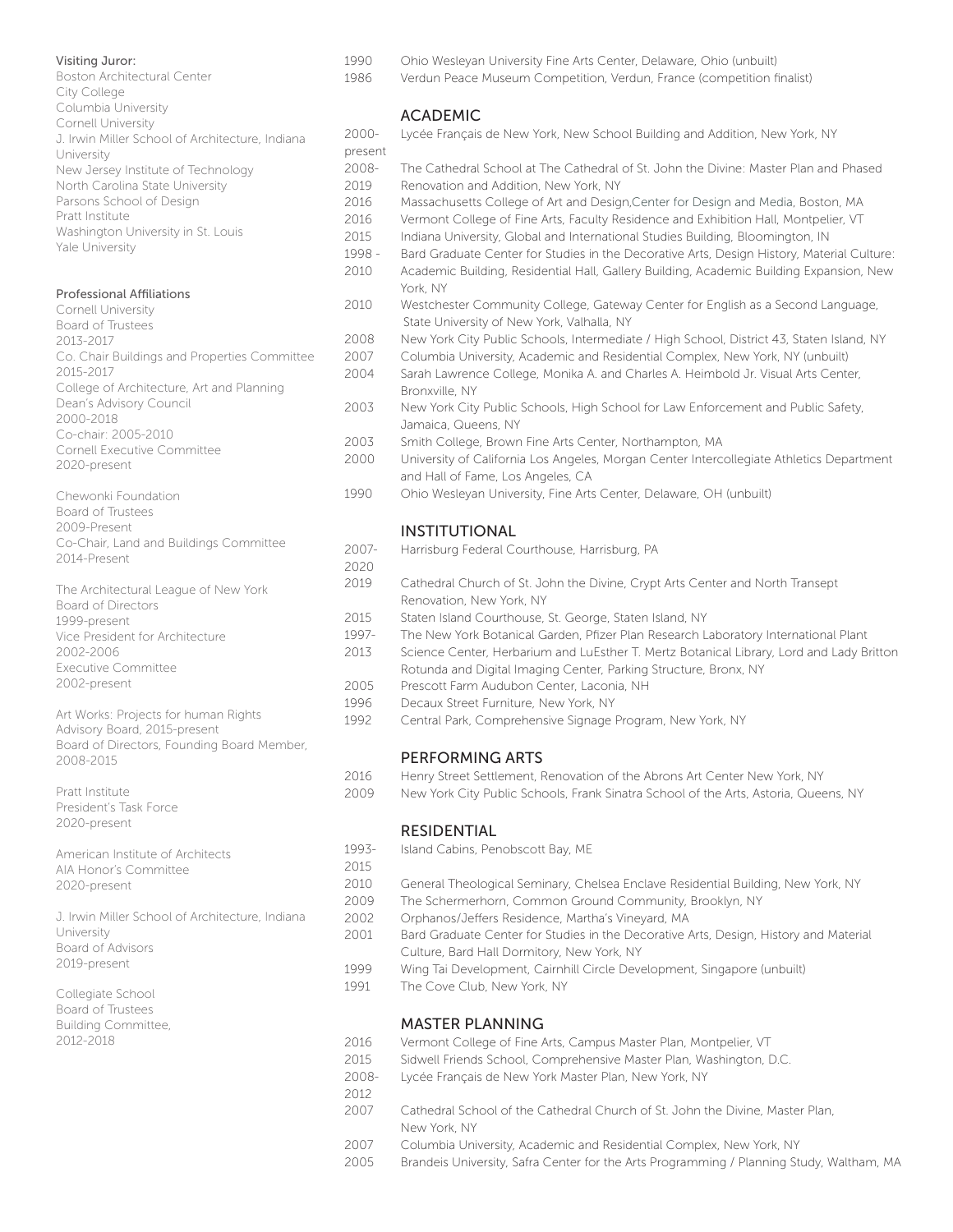**Visiting Juror:**
Boston Architectural Center
City College
Columbia University
Cornell University
J. Irwin Miller School of Architecture, Indiana University
New Jersey Institute of Technology
North Carolina State University
Parsons School of Design
Pratt Institute
Washington University in St. Louis
Yale University

**Professional Affiliations**
Cornell University
Board of Trustees
2013-2017
Co. Chair Buildings and Properties Committee
2015-2017
College of Architecture, Art and Planning
Dean's Advisory Council
2000-2018
Co-chair: 2005-2010
Cornell Executive Committee
2020-present

Chewonki Foundation
Board of Trustees
2009-Present
Co-Chair, Land and Buildings Committee
2014-Present

The Architectural League of New York
Board of Directors
1999-present
Vice President for Architecture
2002-2006
Executive Committee
2002-present

Art Works: Projects for human Rights
Advisory Board, 2015-present
Board of Directors, Founding Board Member, 2008-2015

Pratt Institute
President's Task Force
2020-present

American Institute of Architects
AIA Honor's Committee
2020-present

J. Irwin Miller School of Architecture, Indiana University
Board of Advisors
2019-present

Collegiate School
Board of Trustees
Building Committee,
2012-2018

1990 Ohio Wesleyan University Fine Arts Center, Delaware, Ohio (unbuilt)
1986 Verdun Peace Museum Competition, Verdun, France (competition finalist)

## ACADEMIC

2000-present Lycée Français de New York, New School Building and Addition, New York, NY
2008-2019 The Cathedral School at The Cathedral of St. John the Divine: Master Plan and Phased Renovation and Addition, New York, NY
2016 Massachusetts College of Art and Design,Center for Design and Media, Boston, MA
2016 Vermont College of Fine Arts, Faculty Residence and Exhibition Hall, Montpelier, VT
2015 Indiana University, Global and International Studies Building, Bloomington, IN
1998 - 2010 Bard Graduate Center for Studies in the Decorative Arts, Design History, Material Culture: Academic Building, Residential Hall, Gallery Building, Academic Building Expansion, New York, NY
2010 Westchester Community College, Gateway Center for English as a Second Language, State University of New York, Valhalla, NY
2008 New York City Public Schools, Intermediate / High School, District 43, Staten Island, NY
2007 Columbia University, Academic and Residential Complex, New York, NY (unbuilt)
2004 Sarah Lawrence College, Monika A. and Charles A. Heimbold Jr. Visual Arts Center, Bronxville, NY
2003 New York City Public Schools, High School for Law Enforcement and Public Safety, Jamaica, Queens, NY
2003 Smith College, Brown Fine Arts Center, Northampton, MA
2000 University of California Los Angeles, Morgan Center Intercollegiate Athletics Department and Hall of Fame, Los Angeles, CA
1990 Ohio Wesleyan University, Fine Arts Center, Delaware, OH (unbuilt)

## INSTITUTIONAL

2007-2020 Harrisburg Federal Courthouse, Harrisburg, PA
2019 Cathedral Church of St. John the Divine, Crypt Arts Center and North Transept Renovation, New York, NY
2015 Staten Island Courthouse, St. George, Staten Island, NY
1997-2013 The New York Botanical Garden, Pfizer Plan Research Laboratory International Plant Science Center, Herbarium and LuEsther T. Mertz Botanical Library, Lord and Lady Britton Rotunda and Digital Imaging Center, Parking Structure, Bronx, NY
2005 Prescott Farm Audubon Center, Laconia, NH
1996 Decaux Street Furniture, New York, NY
1992 Central Park, Comprehensive Signage Program, New York, NY

## PERFORMING ARTS

2016 Henry Street Settlement, Renovation of the Abrons Art Center New York, NY
2009 New York City Public Schools, Frank Sinatra School of the Arts, Astoria, Queens, NY

## RESIDENTIAL

1993-2015 Island Cabins, Penobscott Bay, ME
2010 General Theological Seminary, Chelsea Enclave Residential Building, New York, NY
2009 The Schermerhorn, Common Ground Community, Brooklyn, NY
2002 Orphanos/Jeffers Residence, Martha's Vineyard, MA
2001 Bard Graduate Center for Studies in the Decorative Arts, Design, History and Material Culture, Bard Hall Dormitory, New York, NY
1999 Wing Tai Development, Cairnhill Circle Development, Singapore (unbuilt)
1991 The Cove Club, New York, NY

## MASTER PLANNING

2016 Vermont College of Fine Arts, Campus Master Plan, Montpelier, VT
2015 Sidwell Friends School, Comprehensive Master Plan, Washington, D.C.
2008-2012 Lycée Français de New York Master Plan, New York, NY
2007 Cathedral School of the Cathedral Church of St. John the Divine, Master Plan, New York, NY
2007 Columbia University, Academic and Residential Complex, New York, NY
2005 Brandeis University, Safra Center for the Arts Programming / Planning Study, Waltham, MA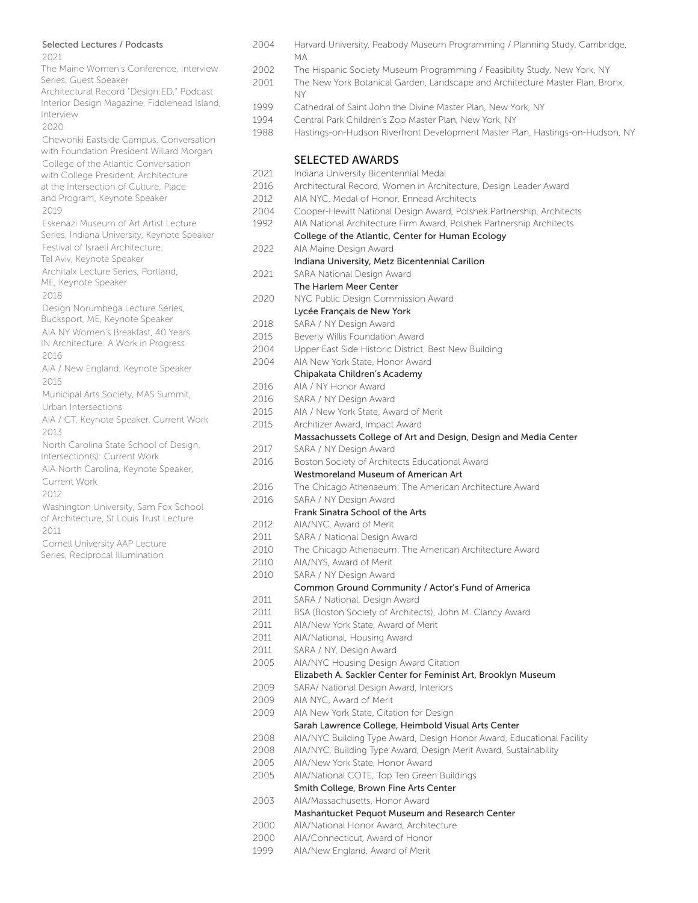### Selected Lectures / Podcasts

2021

The Maine Women's Conference, Interview Series, Guest Speaker

Architectural Record "Design:ED," Podcast

Interior Design Magazine, Fiddlehead Island, Interview

2020

Chewonki Eastside Campus, Conversation with Foundation President Willard Morgan

College of the Atlantic Conversation with College President, Architecture at the Intersection of Culture, Place and Program, Keynote Speaker

2019

Eskenazi Museum of Art Artist Lecture Series, Indiana University, Keynote Speaker

Festival of Israeli Architecture; Tel Aviv, Keynote Speaker

Architalx Lecture Series, Portland, ME, Keynote Speaker

2018

Design Norumbega Lecture Series, Bucksport, ME, Keynote Speaker

AIA NY Women's Breakfast, 40 Years IN Architecture: A Work in Progress

2016

AIA / New England, Keynote Speaker

2015

Municipal Arts Society, MAS Summit, Urban Intersections

AIA / CT, Keynote Speaker, Current Work

2013

North Carolina State School of Design, Intersection(s): Current Work

AIA North Carolina, Keynote Speaker, Current Work

2012

Washington University, Sam Fox School of Architecture, St Louis Trust Lecture

2011

Cornell University AAP Lecture Series, Reciprocal Illumination

| | |
|---|---|
| 2004 | Harvard University, Peabody Museum Programming / Planning Study, Cambridge, MA |
| 2002 | The Hispanic Society Museum Programming / Feasibility Study, New York, NY |
| 2001 | The New York Botanical Garden, Landscape and Architecture Master Plan, Bronx, NY |
| 1999 | Cathedral of Saint John the Divine Master Plan, New York, NY |
| 1994 | Central Park Children's Zoo Master Plan, New York, NY |
| 1988 | Hastings-on-Hudson Riverfront Development Master Plan, Hastings-on-Hudson, NY |

## SELECTED AWARDS

| | |
|---|---|
| 2021 | Indiana University Bicentennial Medal |
| 2016 | Architectural Record, Women in Architecture, Design Leader Award |
| 2012 | AIA NYC, Medal of Honor, Ennead Architects |
| 2004 | Cooper-Hewitt National Design Award, Polshek Partnership, Architects |
| 1992 | AIA National Architecture Firm Award, Polshek Partnership Architects |

**College of the Atlantic, Center for Human Ecology**

| | |
|---|---|
| 2022 | AIA Maine Design Award |

**Indiana University, Metz Bicentennial Carillon**

| | |
|---|---|
| 2021 | SARA National Design Award |

**The Harlem Meer Center**

| | |
|---|---|
| 2020 | NYC Public Design Commission Award |

**Lycée Français de New York**

| | |
|---|---|
| 2018 | SARA / NY Design Award |
| 2015 | Beverly Willis Foundation Award |
| 2004 | Upper East Side Historic District, Best New Building |
| 2004 | AIA New York State, Honor Award |

**Chipakata Children's Academy**

| | |
|---|---|
| 2016 | AIA / NY Honor Award |
| 2016 | SARA / NY Design Award |
| 2015 | AIA / New York State, Award of Merit |
| 2015 | Architizer Award, Impact Award |

**Massachussets College of Art and Design, Design and Media Center**

| | |
|---|---|
| 2017 | SARA / NY Design Award |
| 2016 | Boston Society of Architects Educational Award |

**Westmoreland Museum of American Art**

| | |
|---|---|
| 2016 | The Chicago Athenaeum: The American Architecture Award |
| 2016 | SARA / NY Design Award |

**Frank Sinatra School of the Arts**

| | |
|---|---|
| 2012 | AIA/NYC, Award of Merit |
| 2011 | SARA / National Design Award |
| 2010 | The Chicago Athenaeum: The American Architecture Award |
| 2010 | AIA/NYS, Award of Merit |
| 2010 | SARA / NY Design Award |

**Common Ground Community / Actor's Fund of America**

| | |
|---|---|
| 2011 | SARA / National, Design Award |
| 2011 | BSA (Boston Society of Architects), John M. Clancy Award |
| 2011 | AIA/New York State, Award of Merit |
| 2011 | AIA/National, Housing Award |
| 2011 | SARA / NY, Design Award |
| 2005 | AIA/NYC Housing Design Award Citation |

**Elizabeth A. Sackler Center for Feminist Art, Brooklyn Museum**

| | |
|---|---|
| 2009 | SARA/ National Design Award, Interiors |
| 2009 | AIA NYC, Award of Merit |
| 2009 | AIA New York State, Citation for Design |

**Sarah Lawrence College, Heimbold Visual Arts Center**

| | |
|---|---|
| 2008 | AIA/NYC Building Type Award, Design Honor Award, Educational Facility |
| 2008 | AIA/NYC, Building Type Award, Design Merit Award, Sustainability |
| 2005 | AIA/New York State, Honor Award |
| 2005 | AIA/National COTE, Top Ten Green Buildings |

**Smith College, Brown Fine Arts Center**

| | |
|---|---|
| 2003 | AIA/Massachusetts, Honor Award |

**Mashantucket Pequot Museum and Research Center**

| | |
|---|---|
| 2000 | AIA/National Honor Award, Architecture |
| 2000 | AIA/Connecticut, Award of Honor |
| 1999 | AIA/New England, Award of Merit |